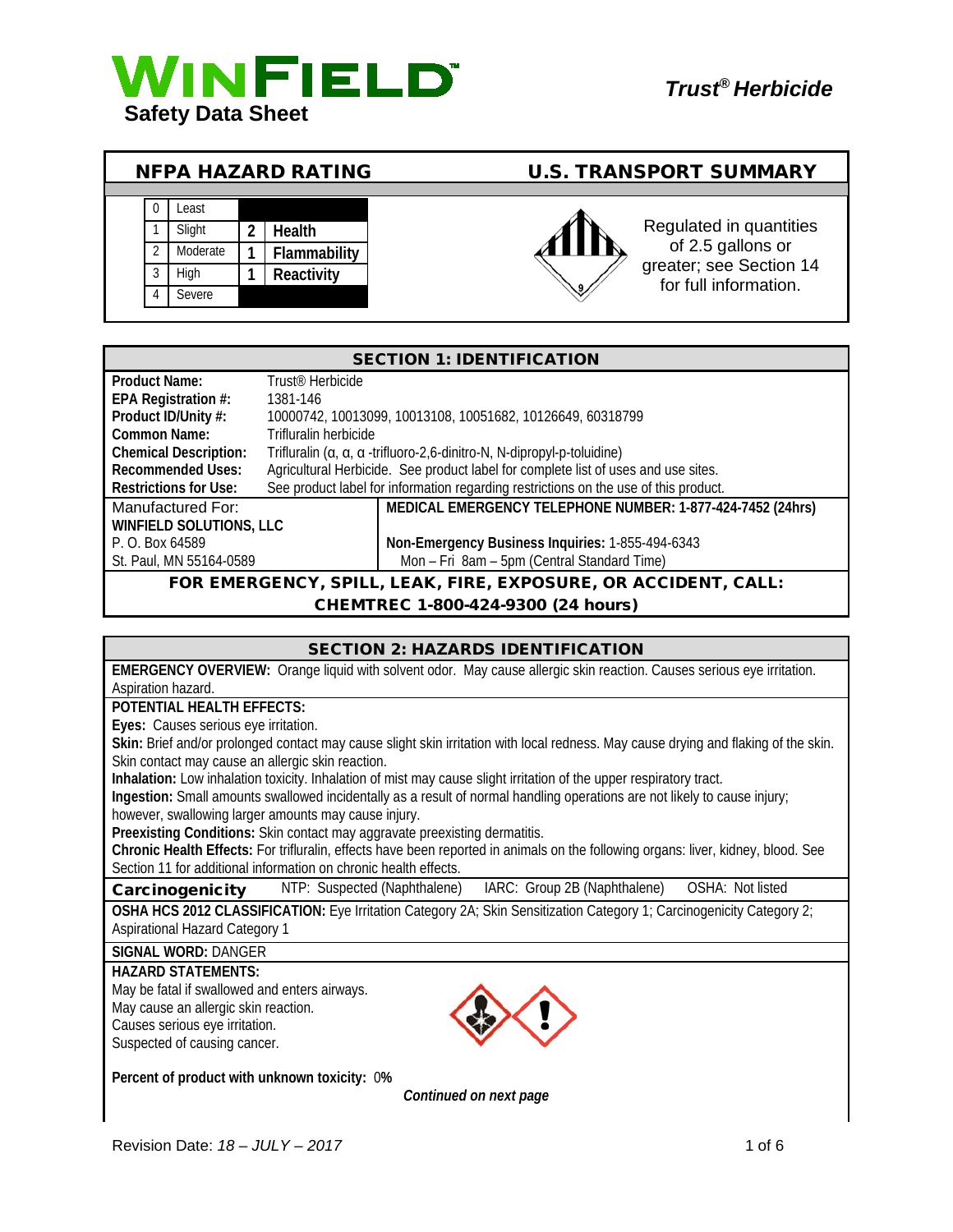**WINFIELD**
**Safety Data Sheet**

***Trust® Herbicide***

## NFPA HAZARD RATING

| | | | |
|---|---|---|---|
| 0 | Least | | |
| 1 | Slight | 2 | **Health** |
| 2 | Moderate | 1 | **Flammability** |
| 3 | High | 1 | **Reactivity** |
| 4 | Severe | | |

## U.S. TRANSPORT SUMMARY

Regulated in quantities of 2.5 gallons or greater; see Section 14 for full information.

## SECTION 1: IDENTIFICATION

| | |
|---|---|
| **Product Name:** | Trust® Herbicide |
| **EPA Registration #:** | 1381-146 |
| **Product ID/Unity #:** | 10000742, 10013099, 10013108, 10051682, 10126649, 60318799 |
| **Common Name:** | Trifluralin herbicide |
| **Chemical Description:** | Trifluralin (α, α, α -trifluoro-2,6-dinitro-N, N-dipropyl-p-toluidine) |
| **Recommended Uses:** | Agricultural Herbicide. See product label for complete list of uses and use sites. |
| **Restrictions for Use:** | See product label for information regarding restrictions on the use of this product. |

Manufactured For:
**WINFIELD SOLUTIONS, LLC**
P. O. Box 64589
St. Paul, MN 55164-0589

**MEDICAL EMERGENCY TELEPHONE NUMBER: 1-877-424-7452 (24hrs)**

**Non-Emergency Business Inquiries:** 1-855-494-6343
Mon – Fri 8am – 5pm (Central Standard Time)

**FOR EMERGENCY, SPILL, LEAK, FIRE, EXPOSURE, OR ACCIDENT, CALL: CHEMTREC 1-800-424-9300 (24 hours)**

## SECTION 2: HAZARDS IDENTIFICATION

**EMERGENCY OVERVIEW:** Orange liquid with solvent odor. May cause allergic skin reaction. Causes serious eye irritation. Aspiration hazard.

**POTENTIAL HEALTH EFFECTS:**

**Eyes:** Causes serious eye irritation.

**Skin:** Brief and/or prolonged contact may cause slight skin irritation with local redness. May cause drying and flaking of the skin. Skin contact may cause an allergic skin reaction.

**Inhalation:** Low inhalation toxicity. Inhalation of mist may cause slight irritation of the upper respiratory tract.

**Ingestion:** Small amounts swallowed incidentally as a result of normal handling operations are not likely to cause injury; however, swallowing larger amounts may cause injury.

**Preexisting Conditions:** Skin contact may aggravate preexisting dermatitis.

**Chronic Health Effects:** For trifluralin, effects have been reported in animals on the following organs: liver, kidney, blood. See Section 11 for additional information on chronic health effects.

**Carcinogenicity** NTP: Suspected (Naphthalene) IARC: Group 2B (Naphthalene) OSHA: Not listed

**OSHA HCS 2012 CLASSIFICATION:** Eye Irritation Category 2A; Skin Sensitization Category 1; Carcinogenicity Category 2; Aspirational Hazard Category 1

**SIGNAL WORD:** DANGER

**HAZARD STATEMENTS:**

May be fatal if swallowed and enters airways.
May cause an allergic skin reaction.
Causes serious eye irritation.
Suspected of causing cancer.

**Percent of product with unknown toxicity:** 0**%**

***Continued on next page***

Revision Date: *18 – JULY – 2017*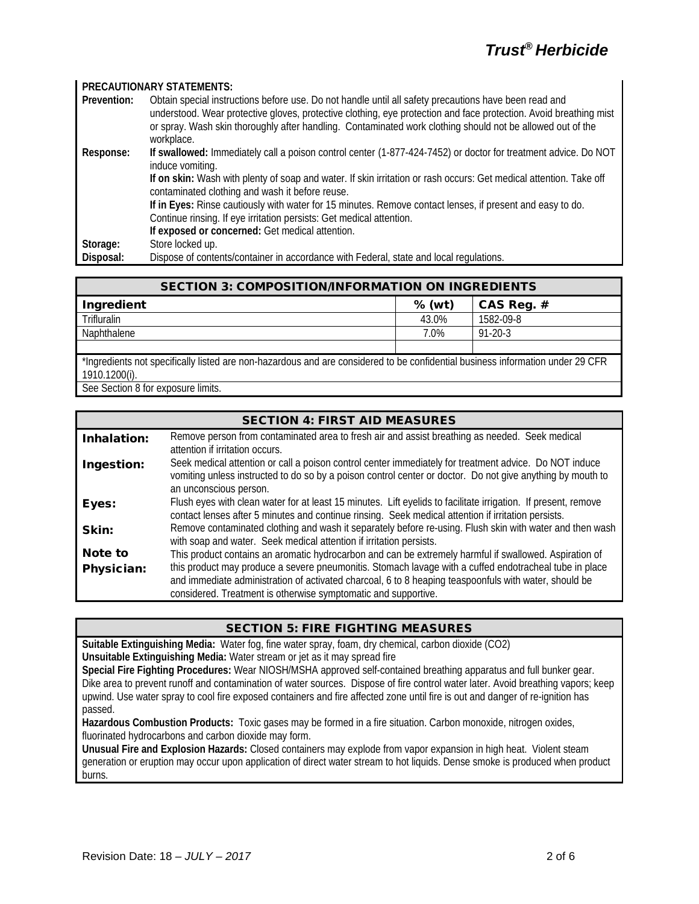**PRECAUTIONARY STATEMENTS:**

| | |
|---|---|
| **Prevention:** | Obtain special instructions before use. Do not handle until all safety precautions have been read and understood. Wear protective gloves, protective clothing, eye protection and face protection. Avoid breathing mist or spray. Wash skin thoroughly after handling. Contaminated work clothing should not be allowed out of the workplace. |
| **Response:** | **If swallowed:** Immediately call a poison control center (1-877-424-7452) or doctor for treatment advice. Do NOT induce vomiting.<br>**If on skin:** Wash with plenty of soap and water. If skin irritation or rash occurs: Get medical attention. Take off contaminated clothing and wash it before reuse.<br>**If in Eyes:** Rinse cautiously with water for 15 minutes. Remove contact lenses, if present and easy to do. Continue rinsing. If eye irritation persists: Get medical attention.<br>**If exposed or concerned:** Get medical attention. |
| **Storage:** | Store locked up. |
| **Disposal:** | Dispose of contents/container in accordance with Federal, state and local regulations. |

## SECTION 3: COMPOSITION/INFORMATION ON INGREDIENTS

| Ingredient | % (wt) | CAS Reg. # |
|---|---|---|
| Trifluralin | 43.0% | 1582-09-8 |
| Naphthalene | 7.0% | 91-20-3 |
| | | |

*Ingredients not specifically listed are non-hazardous and are considered to be confidential business information under 29 CFR 1910.1200(i).

See Section 8 for exposure limits.

## SECTION 4: FIRST AID MEASURES

| | |
|---|---|
| **Inhalation:** | Remove person from contaminated area to fresh air and assist breathing as needed. Seek medical attention if irritation occurs. |
| **Ingestion:** | Seek medical attention or call a poison control center immediately for treatment advice. Do NOT induce vomiting unless instructed to do so by a poison control center or doctor. Do not give anything by mouth to an unconscious person. |
| **Eyes:** | Flush eyes with clean water for at least 15 minutes. Lift eyelids to facilitate irrigation. If present, remove contact lenses after 5 minutes and continue rinsing. Seek medical attention if irritation persists. |
| **Skin:** | Remove contaminated clothing and wash it separately before re-using. Flush skin with water and then wash with soap and water. Seek medical attention if irritation persists. |
| **Note to Physician:** | This product contains an aromatic hydrocarbon and can be extremely harmful if swallowed. Aspiration of this product may produce a severe pneumonitis. Stomach lavage with a cuffed endotracheal tube in place and immediate administration of activated charcoal, 6 to 8 heaping teaspoonfuls with water, should be considered. Treatment is otherwise symptomatic and supportive. |

## SECTION 5: FIRE FIGHTING MEASURES

**Suitable Extinguishing Media:** Water fog, fine water spray, foam, dry chemical, carbon dioxide ($CO_2$)

**Unsuitable Extinguishing Media:** Water stream or jet as it may spread fire

**Special Fire Fighting Procedures:** Wear NIOSH/MSHA approved self-contained breathing apparatus and full bunker gear. Dike area to prevent runoff and contamination of water sources. Dispose of fire control water later. Avoid breathing vapors; keep upwind. Use water spray to cool fire exposed containers and fire affected zone until fire is out and danger of re-ignition has passed.

**Hazardous Combustion Products:** Toxic gases may be formed in a fire situation. Carbon monoxide, nitrogen oxides, fluorinated hydrocarbons and carbon dioxide may form.

**Unusual Fire and Explosion Hazards:** Closed containers may explode from vapor expansion in high heat. Violent steam generation or eruption may occur upon application of direct water stream to hot liquids. Dense smoke is produced when product burns.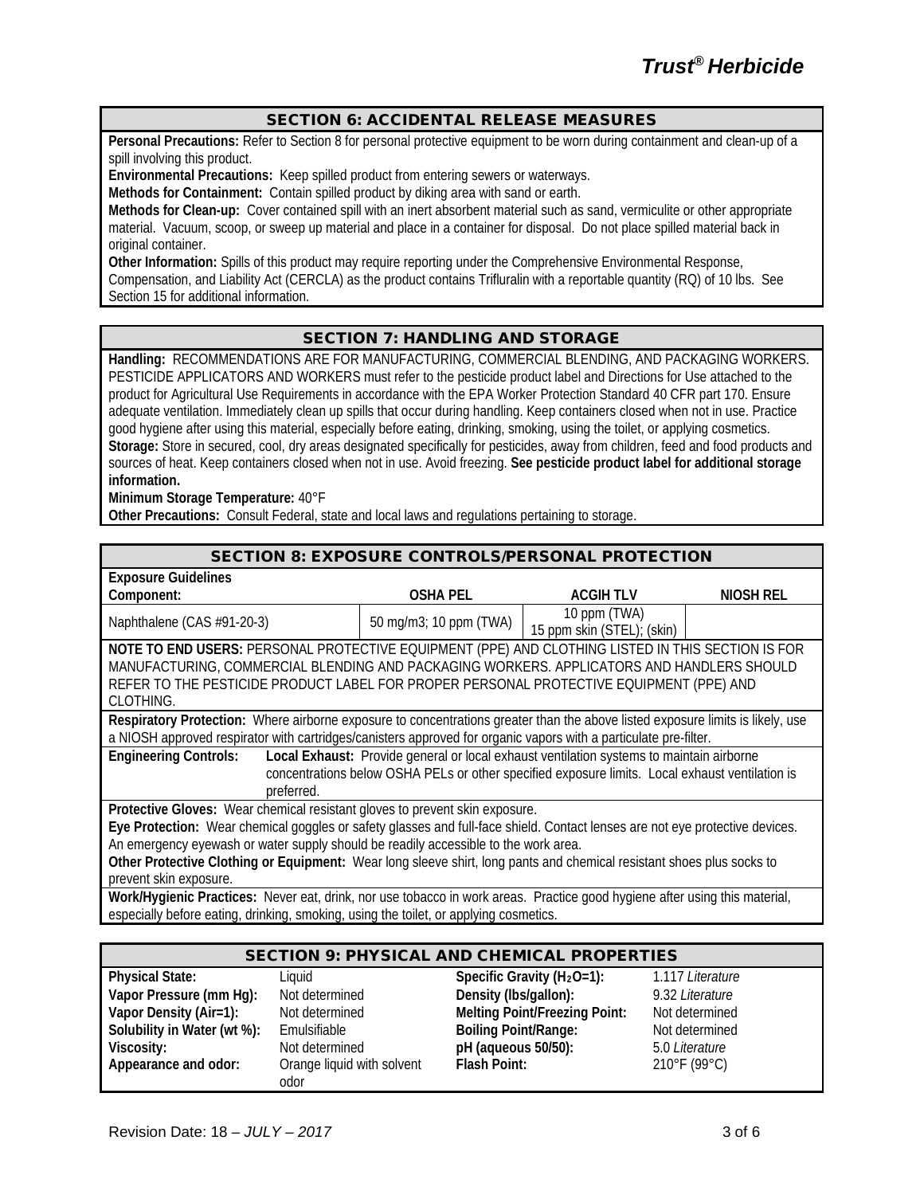## SECTION 6: ACCIDENTAL RELEASE MEASURES

**Personal Precautions:** Refer to Section 8 for personal protective equipment to be worn during containment and clean-up of a spill involving this product.

**Environmental Precautions:** Keep spilled product from entering sewers or waterways.

**Methods for Containment:** Contain spilled product by diking area with sand or earth.

**Methods for Clean-up:** Cover contained spill with an inert absorbent material such as sand, vermiculite or other appropriate material. Vacuum, scoop, or sweep up material and place in a container for disposal. Do not place spilled material back in original container.

**Other Information:** Spills of this product may require reporting under the Comprehensive Environmental Response, Compensation, and Liability Act (CERCLA) as the product contains Trifluralin with a reportable quantity (RQ) of 10 lbs. See Section 15 for additional information.

## SECTION 7: HANDLING AND STORAGE

**Handling:** RECOMMENDATIONS ARE FOR MANUFACTURING, COMMERCIAL BLENDING, AND PACKAGING WORKERS. PESTICIDE APPLICATORS AND WORKERS must refer to the pesticide product label and Directions for Use attached to the product for Agricultural Use Requirements in accordance with the EPA Worker Protection Standard 40 CFR part 170. Ensure adequate ventilation. Immediately clean up spills that occur during handling. Keep containers closed when not in use. Practice good hygiene after using this material, especially before eating, drinking, smoking, using the toilet, or applying cosmetics.

**Storage:** Store in secured, cool, dry areas designated specifically for pesticides, away from children, feed and food products and sources of heat. Keep containers closed when not in use. Avoid freezing. **See pesticide product label for additional storage information.**

**Minimum Storage Temperature:** 40°F

**Other Precautions:** Consult Federal, state and local laws and regulations pertaining to storage.

## SECTION 8: EXPOSURE CONTROLS/PERSONAL PROTECTION

**Exposure Guidelines**

| Component: | OSHA PEL | ACGIH TLV | NIOSH REL |
|---|---|---|---|
| Naphthalene (CAS #91-20-3) | 50 mg/m3; 10 ppm (TWA) | 10 ppm (TWA) 15 ppm skin (STEL); (skin) | |

**NOTE TO END USERS:** PERSONAL PROTECTIVE EQUIPMENT (PPE) AND CLOTHING LISTED IN THIS SECTION IS FOR MANUFACTURING, COMMERCIAL BLENDING AND PACKAGING WORKERS. APPLICATORS AND HANDLERS SHOULD REFER TO THE PESTICIDE PRODUCT LABEL FOR PROPER PERSONAL PROTECTIVE EQUIPMENT (PPE) AND CLOTHING.

**Respiratory Protection:** Where airborne exposure to concentrations greater than the above listed exposure limits is likely, use a NIOSH approved respirator with cartridges/canisters approved for organic vapors with a particulate pre-filter.

**Engineering Controls:** **Local Exhaust:** Provide general or local exhaust ventilation systems to maintain airborne concentrations below OSHA PELs or other specified exposure limits. Local exhaust ventilation is preferred.

**Protective Gloves:** Wear chemical resistant gloves to prevent skin exposure.

**Eye Protection:** Wear chemical goggles or safety glasses and full-face shield. Contact lenses are not eye protective devices. An emergency eyewash or water supply should be readily accessible to the work area.

**Other Protective Clothing or Equipment:** Wear long sleeve shirt, long pants and chemical resistant shoes plus socks to prevent skin exposure.

**Work/Hygienic Practices:** Never eat, drink, nor use tobacco in work areas. Practice good hygiene after using this material, especially before eating, drinking, smoking, using the toilet, or applying cosmetics.

## SECTION 9: PHYSICAL AND CHEMICAL PROPERTIES

| | | | |
|---|---|---|---|
| **Physical State:** | Liquid | **Specific Gravity ($H_2O$=1):** | 1.117 *Literature* |
| **Vapor Pressure (mm Hg):** | Not determined | **Density (lbs/gallon):** | 9.32 *Literature* |
| **Vapor Density (Air=1):** | Not determined | **Melting Point/Freezing Point:** | Not determined |
| **Solubility in Water (wt %):** | Emulsifiable | **Boiling Point/Range:** | Not determined |
| **Viscosity:** | Not determined | **pH (aqueous 50/50):** | 5.0 *Literature* |
| **Appearance and odor:** | Orange liquid with solvent odor | **Flash Point:** | 210°F (99°C) |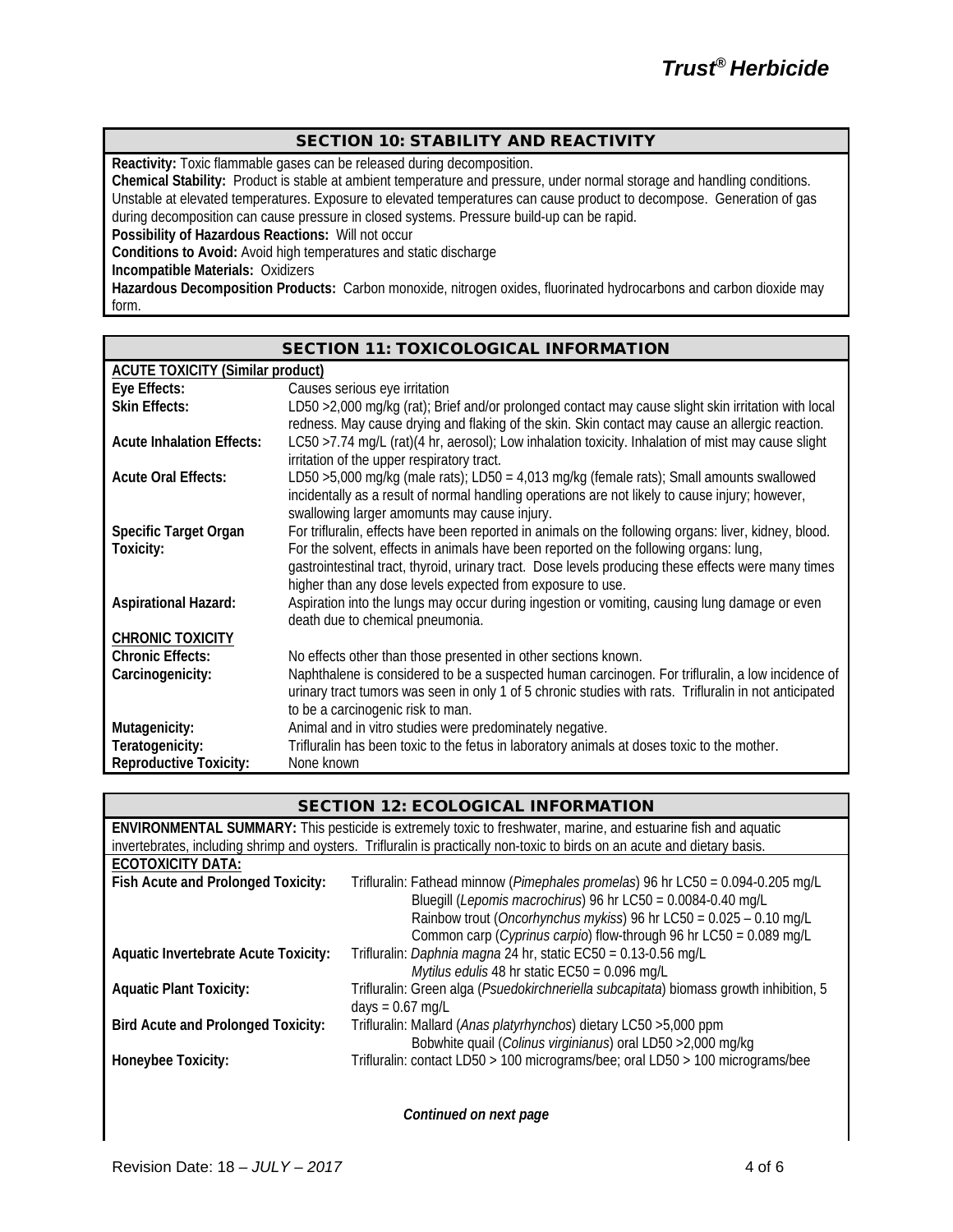## SECTION 10: STABILITY AND REACTIVITY

**Reactivity:** Toxic flammable gases can be released during decomposition.
**Chemical Stability:** Product is stable at ambient temperature and pressure, under normal storage and handling conditions. Unstable at elevated temperatures. Exposure to elevated temperatures can cause product to decompose. Generation of gas during decomposition can cause pressure in closed systems. Pressure build-up can be rapid.
**Possibility of Hazardous Reactions:** Will not occur
**Conditions to Avoid:** Avoid high temperatures and static discharge
**Incompatible Materials:** Oxidizers
**Hazardous Decomposition Products:** Carbon monoxide, nitrogen oxides, fluorinated hydrocarbons and carbon dioxide may form.

## SECTION 11: TOXICOLOGICAL INFORMATION

| **ACUTE TOXICITY (Similar product)** | |
|---|---|
| **Eye Effects:** | Causes serious eye irritation |
| **Skin Effects:** | LD50 >2,000 mg/kg (rat); Brief and/or prolonged contact may cause slight skin irritation with local redness. May cause drying and flaking of the skin. Skin contact may cause an allergic reaction. |
| **Acute Inhalation Effects:** | LC50 >7.74 mg/L (rat)(4 hr, aerosol); Low inhalation toxicity. Inhalation of mist may cause slight irritation of the upper respiratory tract. |
| **Acute Oral Effects:** | LD50 >5,000 mg/kg (male rats); LD50 = 4,013 mg/kg (female rats); Small amounts swallowed incidentally as a result of normal handling operations are not likely to cause injury; however, swallowing larger amomunts may cause injury. |
| **Specific Target Organ Toxicity:** | For trifluralin, effects have been reported in animals on the following organs: liver, kidney, blood. For the solvent, effects in animals have been reported on the following organs: lung, gastrointestinal tract, thyroid, urinary tract. Dose levels producing these effects were many times higher than any dose levels expected from exposure to use. |
| **Aspirational Hazard:** | Aspiration into the lungs may occur during ingestion or vomiting, causing lung damage or even death due to chemical pneumonia. |
| **CHRONIC TOXICITY** | |
| **Chronic Effects:** | No effects other than those presented in other sections known. |
| **Carcinogenicity:** | Naphthalene is considered to be a suspected human carcinogen. For trifluralin, a low incidence of urinary tract tumors was seen in only 1 of 5 chronic studies with rats. Trifluralin in not anticipated to be a carcinogenic risk to man. |
| **Mutagenicity:** | Animal and in vitro studies were predominately negative. |
| **Teratogenicity:** | Trifluralin has been toxic to the fetus in laboratory animals at doses toxic to the mother. |
| **Reproductive Toxicity:** | None known |

## SECTION 12: ECOLOGICAL INFORMATION

**ENVIRONMENTAL SUMMARY:** This pesticide is extremely toxic to freshwater, marine, and estuarine fish and aquatic invertebrates, including shrimp and oysters. Trifluralin is practically non-toxic to birds on an acute and dietary basis.

| **ECOTOXICITY DATA:** | |
|---|---|
| **Fish Acute and Prolonged Toxicity:** | Trifluralin: Fathead minnow (*Pimephales promelas*) 96 hr LC50 = 0.094-0.205 mg/L<br>Bluegill (*Lepomis macrochirus*) 96 hr LC50 = 0.0084-0.40 mg/L<br>Rainbow trout (*Oncorhynchus mykiss*) 96 hr LC50 = 0.025 – 0.10 mg/L<br>Common carp (*Cyprinus carpio*) flow-through 96 hr LC50 = 0.089 mg/L |
| **Aquatic Invertebrate Acute Toxicity:** | Trifluralin: *Daphnia magna* 24 hr, static EC50 = 0.13-0.56 mg/L<br>*Mytilus edulis* 48 hr static EC50 = 0.096 mg/L |
| **Aquatic Plant Toxicity:** | Trifluralin: Green alga (*Psuedokirchneriella subcapitata*) biomass growth inhibition, 5 days = 0.67 mg/L |
| **Bird Acute and Prolonged Toxicity:** | Trifluralin: Mallard (*Anas platyrhynchos*) dietary LC50 >5,000 ppm<br>Bobwhite quail (*Colinus virginianus*) oral LD50 >2,000 mg/kg |
| **Honeybee Toxicity:** | Trifluralin: contact LD50 > 100 micrograms/bee; oral LD50 > 100 micrograms/bee |

*Continued on next page*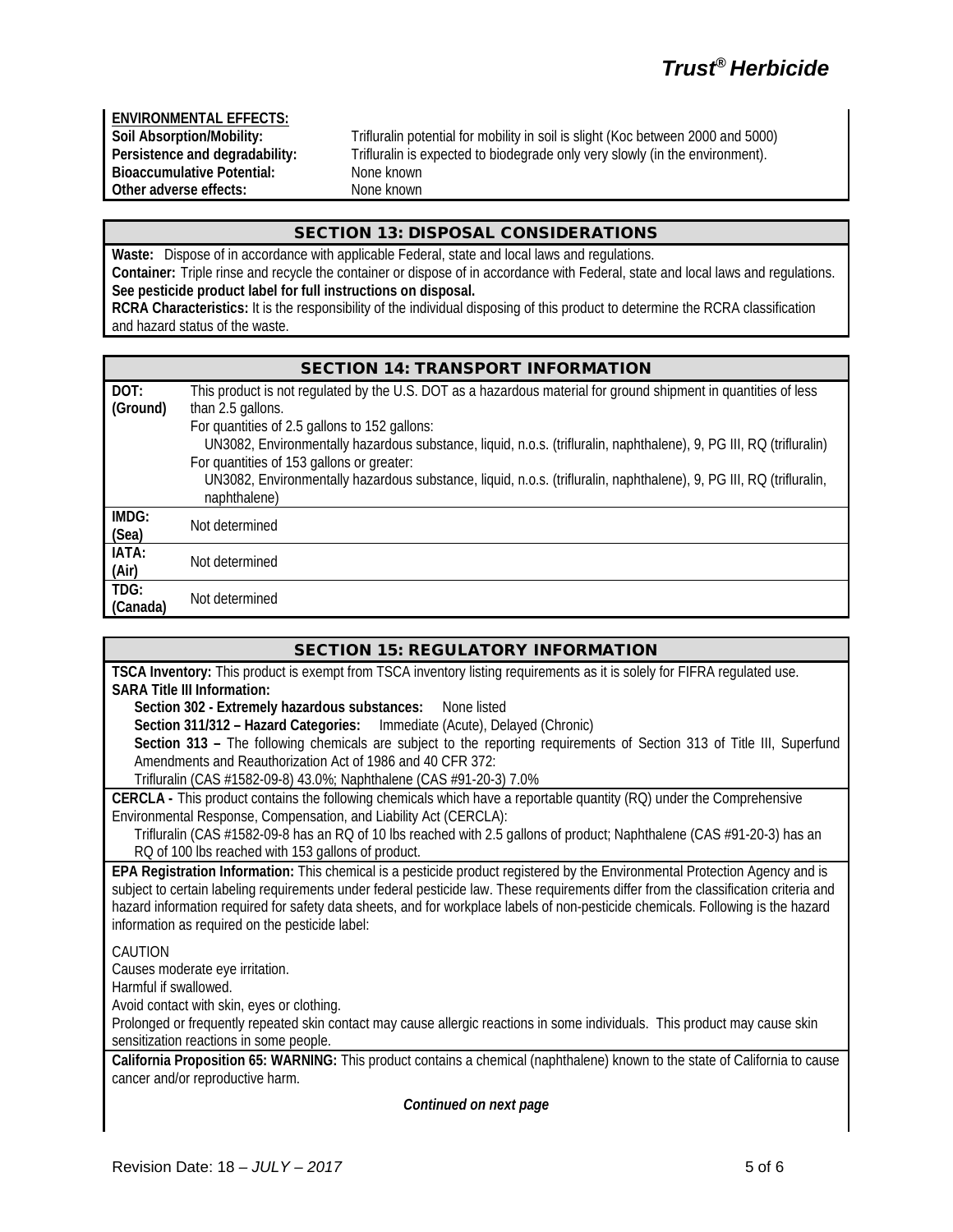**ENVIRONMENTAL EFFECTS:**

| | |
|---|---|
| **Soil Absorption/Mobility:** | Trifluralin potential for mobility in soil is slight (Koc between 2000 and 5000) |
| **Persistence and degradability:** | Trifluralin is expected to biodegrade only very slowly (in the environment). |
| **Bioaccumulative Potential:** | None known |
| **Other adverse effects:** | None known |

## SECTION 13: DISPOSAL CONSIDERATIONS

**Waste:** Dispose of in accordance with applicable Federal, state and local laws and regulations.

**Container:** Triple rinse and recycle the container or dispose of in accordance with Federal, state and local laws and regulations. **See pesticide product label for full instructions on disposal.**

**RCRA Characteristics:** It is the responsibility of the individual disposing of this product to determine the RCRA classification and hazard status of the waste.

## SECTION 14: TRANSPORT INFORMATION

| | |
|---|---|
| **DOT: (Ground)** | This product is not regulated by the U.S. DOT as a hazardous material for ground shipment in quantities of less than 2.5 gallons.<br>For quantities of 2.5 gallons to 152 gallons:<br>UN3082, Environmentally hazardous substance, liquid, n.o.s. (trifluralin, naphthalene), 9, PG III, RQ (trifluralin)<br>For quantities of 153 gallons or greater:<br>UN3082, Environmentally hazardous substance, liquid, n.o.s. (trifluralin, naphthalene), 9, PG III, RQ (trifluralin, naphthalene) |
| **IMDG: (Sea)** | Not determined |
| **IATA: (Air)** | Not determined |
| **TDG: (Canada)** | Not determined |

## SECTION 15: REGULATORY INFORMATION

**TSCA Inventory:** This product is exempt from TSCA inventory listing requirements as it is solely for FIFRA regulated use.

**SARA Title III Information:**

**Section 302 - Extremely hazardous substances:** None listed

**Section 311/312 – Hazard Categories:** Immediate (Acute), Delayed (Chronic)

**Section 313 –** The following chemicals are subject to the reporting requirements of Section 313 of Title III, Superfund Amendments and Reauthorization Act of 1986 and 40 CFR 372:

Trifluralin (CAS #1582-09-8) 43.0%; Naphthalene (CAS #91-20-3) 7.0%

**CERCLA -** This product contains the following chemicals which have a reportable quantity (RQ) under the Comprehensive Environmental Response, Compensation, and Liability Act (CERCLA):

Trifluralin (CAS #1582-09-8 has an RQ of 10 lbs reached with 2.5 gallons of product; Naphthalene (CAS #91-20-3) has an RQ of 100 lbs reached with 153 gallons of product.

**EPA Registration Information:** This chemical is a pesticide product registered by the Environmental Protection Agency and is subject to certain labeling requirements under federal pesticide law. These requirements differ from the classification criteria and hazard information required for safety data sheets, and for workplace labels of non-pesticide chemicals. Following is the hazard information as required on the pesticide label:

CAUTION

Causes moderate eye irritation.

Harmful if swallowed.

Avoid contact with skin, eyes or clothing.

Prolonged or frequently repeated skin contact may cause allergic reactions in some individuals. This product may cause skin sensitization reactions in some people.

**California Proposition 65: WARNING:** This product contains a chemical (naphthalene) known to the state of California to cause cancer and/or reproductive harm.

***Continued on next page***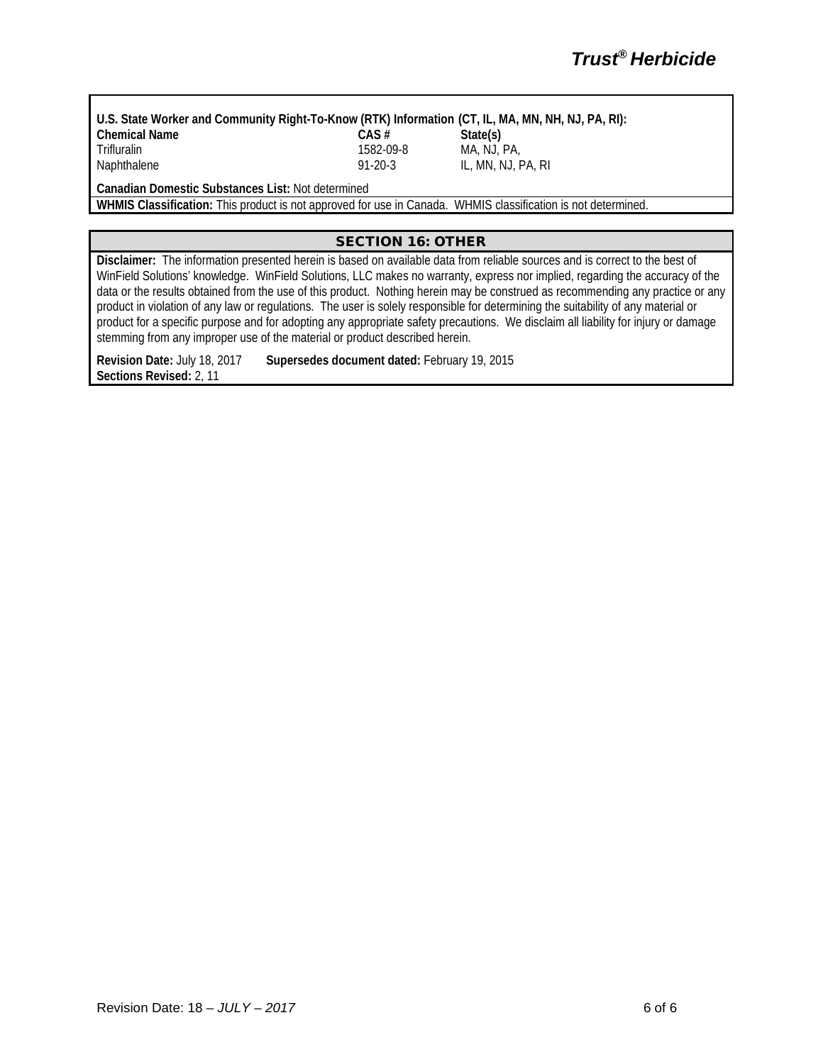**U.S. State Worker and Community Right-To-Know (RTK) Information (CT, IL, MA, MN, NH, NJ, PA, RI):**

| Chemical Name | CAS # | State(s) |
|---|---|---|
| Trifluralin | 1582-09-8 | MA, NJ, PA, |
| Naphthalene | 91-20-3 | IL, MN, NJ, PA, RI |

**Canadian Domestic Substances List:** Not determined

**WHMIS Classification:** This product is not approved for use in Canada. WHMIS classification is not determined.

## SECTION 16: OTHER

**Disclaimer:** The information presented herein is based on available data from reliable sources and is correct to the best of WinField Solutions' knowledge. WinField Solutions, LLC makes no warranty, express nor implied, regarding the accuracy of the data or the results obtained from the use of this product. Nothing herein may be construed as recommending any practice or any product in violation of any law or regulations. The user is solely responsible for determining the suitability of any material or product for a specific purpose and for adopting any appropriate safety precautions. We disclaim all liability for injury or damage stemming from any improper use of the material or product described herein.

**Revision Date:** July 18, 2017 **Supersedes document dated:** February 19, 2015

**Sections Revised:** 2, 11